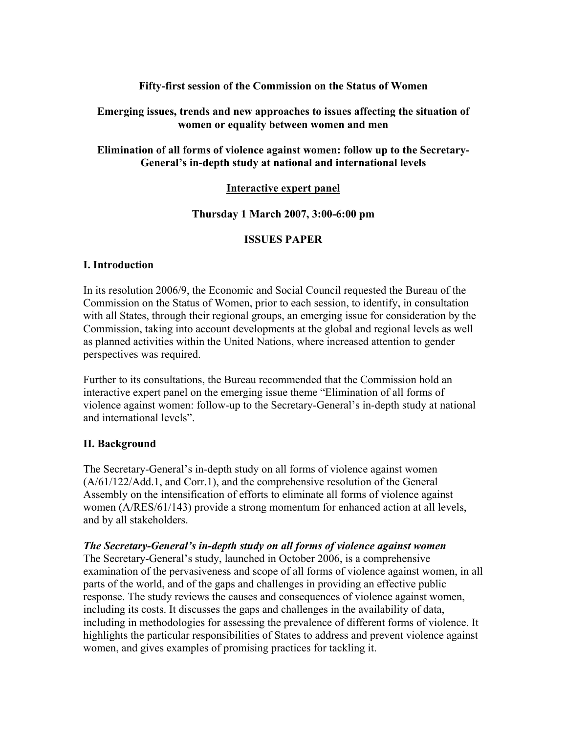**Fifty-first session of the Commission on the Status of Women**

**Emerging issues, trends and new approaches to issues affecting the situation of women or equality between women and men**

**Elimination of all forms of violence against women: follow up to the Secretary-General's in-depth study at national and international levels**

**<u>Interactive expert panel</u>**

**Thursday 1 March 2007, 3:00-6:00 pm**

**ISSUES PAPER**

## I. Introduction

In its resolution 2006/9, the Economic and Social Council requested the Bureau of the Commission on the Status of Women, prior to each session, to identify, in consultation with all States, through their regional groups, an emerging issue for consideration by the Commission, taking into account developments at the global and regional levels as well as planned activities within the United Nations, where increased attention to gender perspectives was required.

Further to its consultations, the Bureau recommended that the Commission hold an interactive expert panel on the emerging issue theme "Elimination of all forms of violence against women: follow-up to the Secretary-General's in-depth study at national and international levels".

## II. Background

The Secretary-General's in-depth study on all forms of violence against women (A/61/122/Add.1, and Corr.1), and the comprehensive resolution of the General Assembly on the intensification of efforts to eliminate all forms of violence against women (A/RES/61/143) provide a strong momentum for enhanced action at all levels, and by all stakeholders.

***The Secretary-General's in-depth study on all forms of violence against women***

The Secretary-General's study, launched in October 2006, is a comprehensive examination of the pervasiveness and scope of all forms of violence against women, in all parts of the world, and of the gaps and challenges in providing an effective public response. The study reviews the causes and consequences of violence against women, including its costs. It discusses the gaps and challenges in the availability of data, including in methodologies for assessing the prevalence of different forms of violence. It highlights the particular responsibilities of States to address and prevent violence against women, and gives examples of promising practices for tackling it.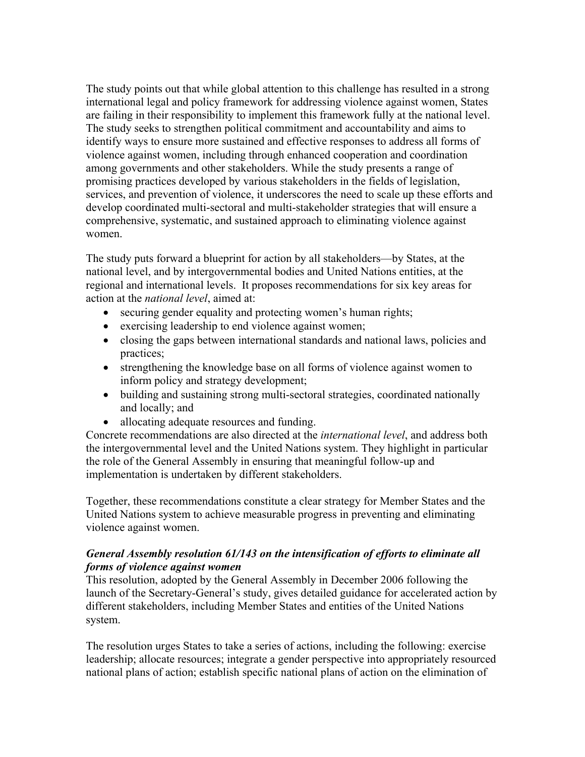The study points out that while global attention to this challenge has resulted in a strong international legal and policy framework for addressing violence against women, States are failing in their responsibility to implement this framework fully at the national level. The study seeks to strengthen political commitment and accountability and aims to identify ways to ensure more sustained and effective responses to address all forms of violence against women, including through enhanced cooperation and coordination among governments and other stakeholders. While the study presents a range of promising practices developed by various stakeholders in the fields of legislation, services, and prevention of violence, it underscores the need to scale up these efforts and develop coordinated multi-sectoral and multi-stakeholder strategies that will ensure a comprehensive, systematic, and sustained approach to eliminating violence against women.

The study puts forward a blueprint for action by all stakeholders—by States, at the national level, and by intergovernmental bodies and United Nations entities, at the regional and international levels. It proposes recommendations for six key areas for action at the *national level*, aimed at:

- securing gender equality and protecting women's human rights;
- exercising leadership to end violence against women;
- closing the gaps between international standards and national laws, policies and practices;
- strengthening the knowledge base on all forms of violence against women to inform policy and strategy development;
- building and sustaining strong multi-sectoral strategies, coordinated nationally and locally; and
- allocating adequate resources and funding.

Concrete recommendations are also directed at the *international level*, and address both the intergovernmental level and the United Nations system. They highlight in particular the role of the General Assembly in ensuring that meaningful follow-up and implementation is undertaken by different stakeholders.

Together, these recommendations constitute a clear strategy for Member States and the United Nations system to achieve measurable progress in preventing and eliminating violence against women.

***General Assembly resolution 61/143 on the intensification of efforts to eliminate all forms of violence against women***

This resolution, adopted by the General Assembly in December 2006 following the launch of the Secretary-General's study, gives detailed guidance for accelerated action by different stakeholders, including Member States and entities of the United Nations system.

The resolution urges States to take a series of actions, including the following: exercise leadership; allocate resources; integrate a gender perspective into appropriately resourced national plans of action; establish specific national plans of action on the elimination of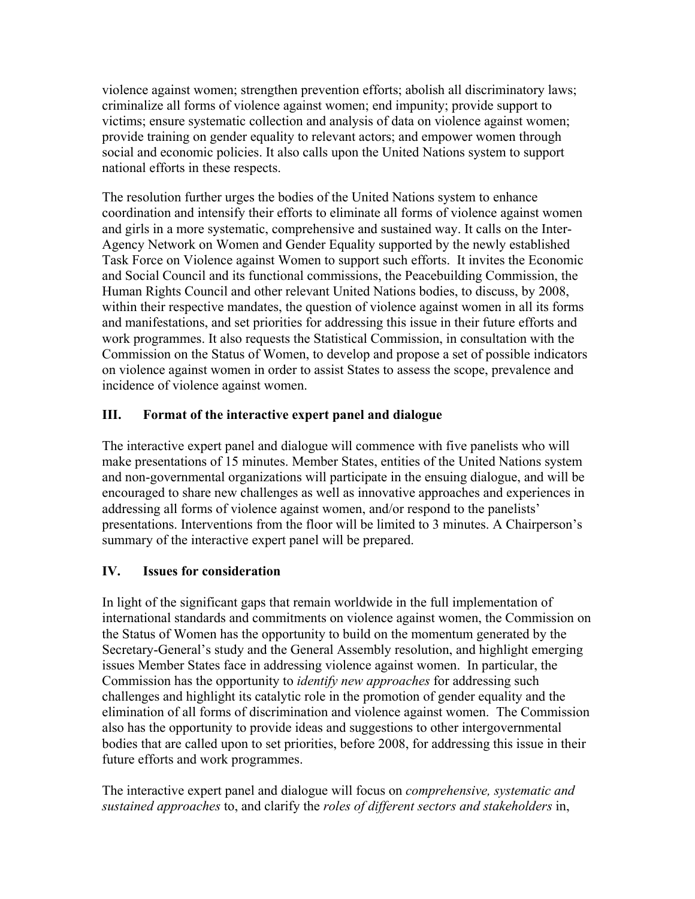violence against women; strengthen prevention efforts; abolish all discriminatory laws; criminalize all forms of violence against women; end impunity; provide support to victims; ensure systematic collection and analysis of data on violence against women; provide training on gender equality to relevant actors; and empower women through social and economic policies. It also calls upon the United Nations system to support national efforts in these respects.

The resolution further urges the bodies of the United Nations system to enhance coordination and intensify their efforts to eliminate all forms of violence against women and girls in a more systematic, comprehensive and sustained way. It calls on the Inter-Agency Network on Women and Gender Equality supported by the newly established Task Force on Violence against Women to support such efforts. It invites the Economic and Social Council and its functional commissions, the Peacebuilding Commission, the Human Rights Council and other relevant United Nations bodies, to discuss, by 2008, within their respective mandates, the question of violence against women in all its forms and manifestations, and set priorities for addressing this issue in their future efforts and work programmes. It also requests the Statistical Commission, in consultation with the Commission on the Status of Women, to develop and propose a set of possible indicators on violence against women in order to assist States to assess the scope, prevalence and incidence of violence against women.

## III. Format of the interactive expert panel and dialogue

The interactive expert panel and dialogue will commence with five panelists who will make presentations of 15 minutes. Member States, entities of the United Nations system and non-governmental organizations will participate in the ensuing dialogue, and will be encouraged to share new challenges as well as innovative approaches and experiences in addressing all forms of violence against women, and/or respond to the panelists' presentations. Interventions from the floor will be limited to 3 minutes. A Chairperson's summary of the interactive expert panel will be prepared.

## IV. Issues for consideration

In light of the significant gaps that remain worldwide in the full implementation of international standards and commitments on violence against women, the Commission on the Status of Women has the opportunity to build on the momentum generated by the Secretary-General's study and the General Assembly resolution, and highlight emerging issues Member States face in addressing violence against women. In particular, the Commission has the opportunity to *identify new approaches* for addressing such challenges and highlight its catalytic role in the promotion of gender equality and the elimination of all forms of discrimination and violence against women. The Commission also has the opportunity to provide ideas and suggestions to other intergovernmental bodies that are called upon to set priorities, before 2008, for addressing this issue in their future efforts and work programmes.

The interactive expert panel and dialogue will focus on *comprehensive, systematic and sustained approaches* to, and clarify the *roles of different sectors and stakeholders* in,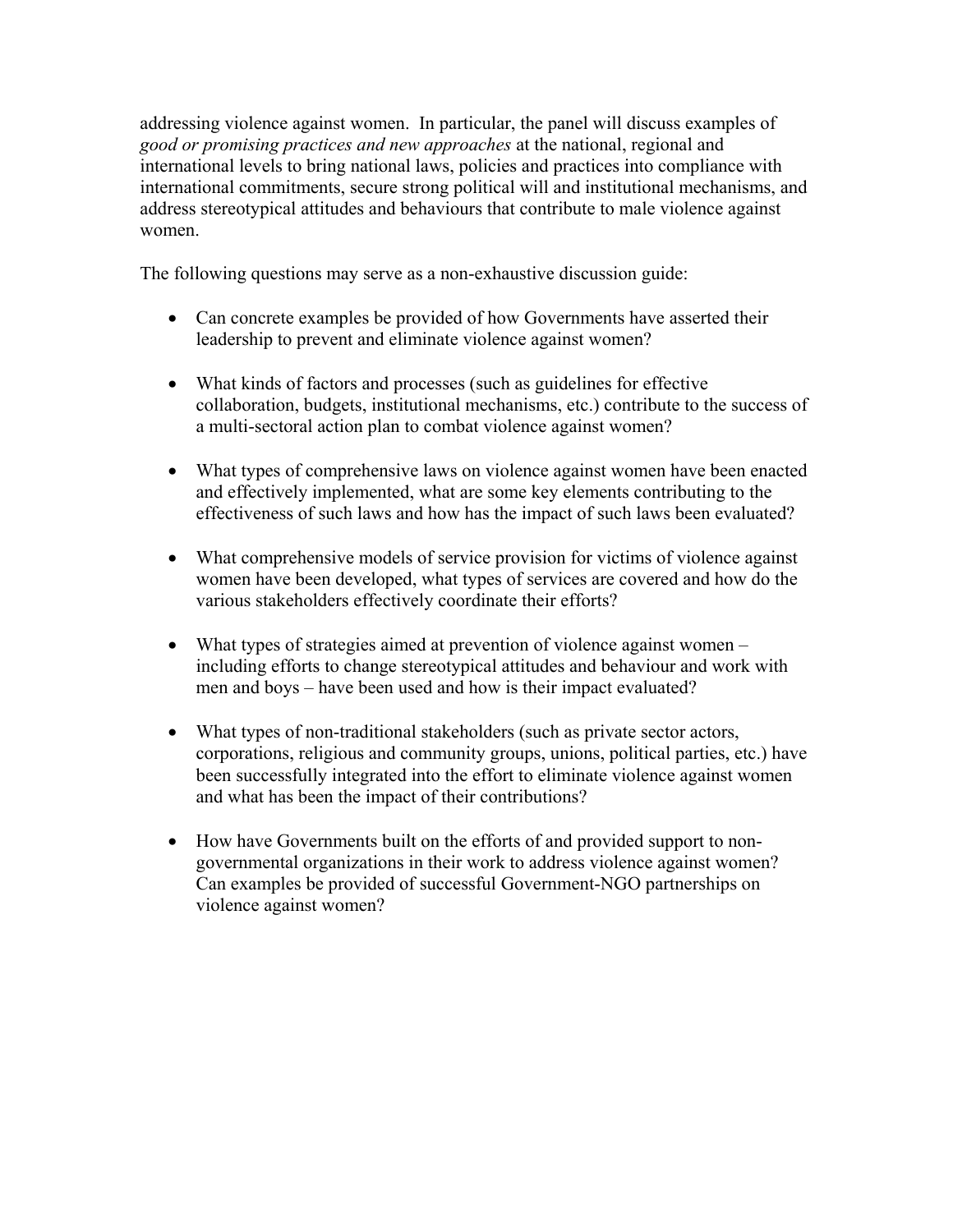addressing violence against women. In particular, the panel will discuss examples of *good or promising practices and new approaches* at the national, regional and international levels to bring national laws, policies and practices into compliance with international commitments, secure strong political will and institutional mechanisms, and address stereotypical attitudes and behaviours that contribute to male violence against women.

The following questions may serve as a non-exhaustive discussion guide:

- Can concrete examples be provided of how Governments have asserted their leadership to prevent and eliminate violence against women?

- What kinds of factors and processes (such as guidelines for effective collaboration, budgets, institutional mechanisms, etc.) contribute to the success of a multi-sectoral action plan to combat violence against women?

- What types of comprehensive laws on violence against women have been enacted and effectively implemented, what are some key elements contributing to the effectiveness of such laws and how has the impact of such laws been evaluated?

- What comprehensive models of service provision for victims of violence against women have been developed, what types of services are covered and how do the various stakeholders effectively coordinate their efforts?

- What types of strategies aimed at prevention of violence against women – including efforts to change stereotypical attitudes and behaviour and work with men and boys – have been used and how is their impact evaluated?

- What types of non-traditional stakeholders (such as private sector actors, corporations, religious and community groups, unions, political parties, etc.) have been successfully integrated into the effort to eliminate violence against women and what has been the impact of their contributions?

- How have Governments built on the efforts of and provided support to non-governmental organizations in their work to address violence against women? Can examples be provided of successful Government-NGO partnerships on violence against women?